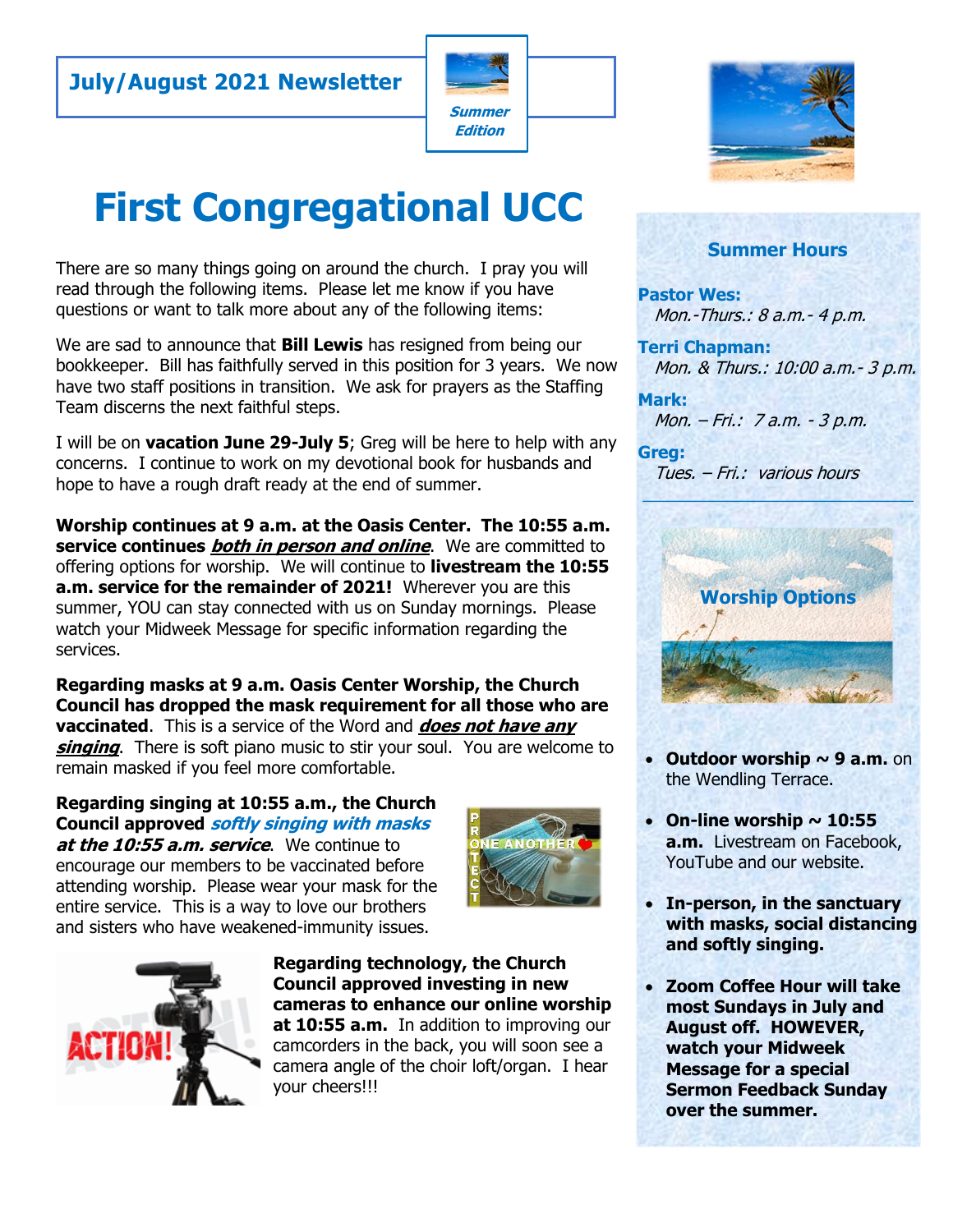**July/August 2021 Newsletter**

*Summer Edition*

# First Congregational UCC

There are so many things going on around the church. I pray you will read through the following items. Please let me know if you have questions or want to talk more about any of the following items:

We are sad to announce that **Bill Lewis** has resigned from being our bookkeeper. Bill has faithfully served in this position for 3 years. We now have two staff positions in transition. We ask for prayers as the Staffing Team discerns the next faithful steps.

I will be on **vacation June 29-July 5**; Greg will be here to help with any concerns. I continue to work on my devotional book for husbands and hope to have a rough draft ready at the end of summer.

**Worship continues at 9 a.m. at the Oasis Center. The 10:55 a.m. service continues *both in person and online*.** We are committed to offering options for worship. We will continue to **livestream the 10:55 a.m. service for the remainder of 2021!** Wherever you are this summer, YOU can stay connected with us on Sunday mornings. Please watch your Midweek Message for specific information regarding the services.

**Regarding masks at 9 a.m. Oasis Center Worship, the Church Council has dropped the mask requirement for all those who are vaccinated**. This is a service of the Word and ***does not have any singing***. There is soft piano music to stir your soul. You are welcome to remain masked if you feel more comfortable.

**Regarding singing at 10:55 a.m., the Church Council approved *softly singing with masks at the 10:55 a.m. service***. We continue to encourage our members to be vaccinated before attending worship. Please wear your mask for the entire service. This is a way to love our brothers and sisters who have weakened-immunity issues.

**Regarding technology, the Church Council approved investing in new cameras to enhance our online worship at 10:55 a.m.** In addition to improving our camcorders in the back, you will soon see a camera angle of the choir loft/organ. I hear your cheers!!!

## Summer Hours

**Pastor Wes:**
*Mon.-Thurs.: 8 a.m.- 4 p.m.*

**Terri Chapman:**
*Mon. & Thurs.: 10:00 a.m.- 3 p.m.*

**Mark:**
*Mon. – Fri.: 7 a.m. - 3 p.m.*

**Greg:**
*Tues. – Fri.: various hours*

## Worship Options

- **Outdoor worship ~ 9 a.m.** on the Wendling Terrace.
- **On-line worship ~ 10:55 a.m.** Livestream on Facebook, YouTube and our website.
- **In-person, in the sanctuary with masks, social distancing and softly singing.**
- **Zoom Coffee Hour will take most Sundays in July and August off. HOWEVER, watch your Midweek Message for a special Sermon Feedback Sunday over the summer.**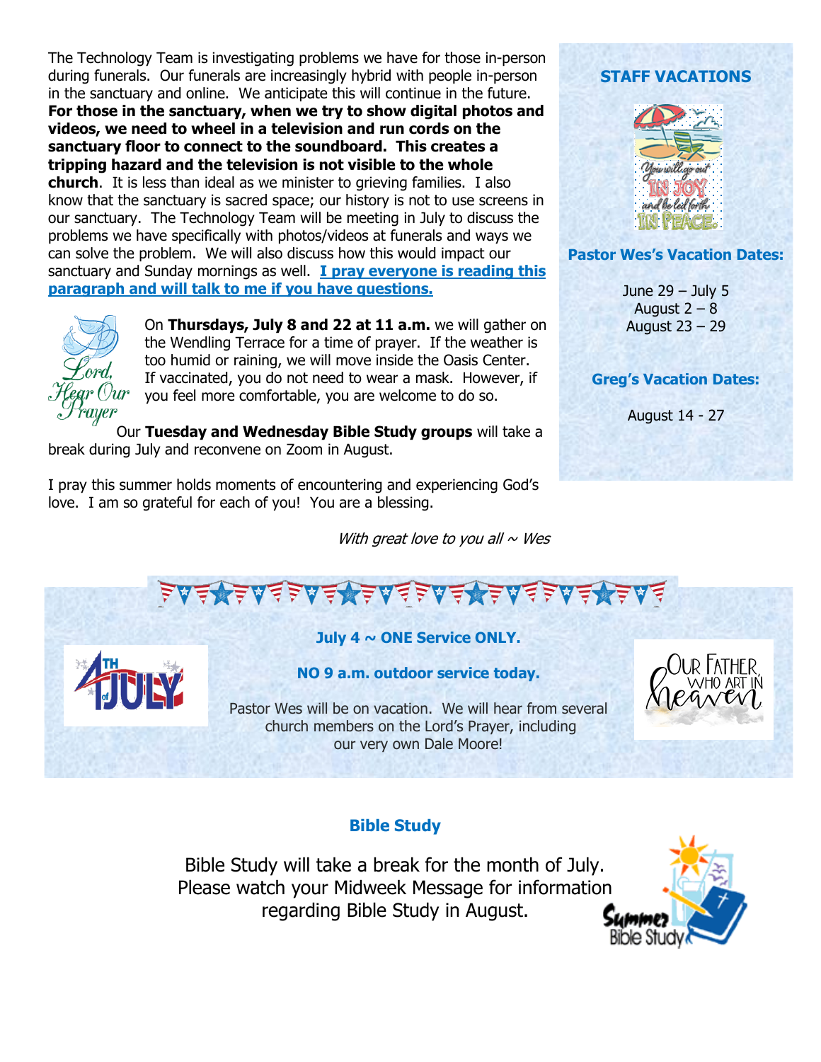The Technology Team is investigating problems we have for those in-person during funerals. Our funerals are increasingly hybrid with people in-person in the sanctuary and online. We anticipate this will continue in the future. **For those in the sanctuary, when we try to show digital photos and videos, we need to wheel in a television and run cords on the sanctuary floor to connect to the soundboard. This creates a tripping hazard and the television is not visible to the whole church**. It is less than ideal as we minister to grieving families. I also know that the sanctuary is sacred space; our history is not to use screens in our sanctuary. The Technology Team will be meeting in July to discuss the problems we have specifically with photos/videos at funerals and ways we can solve the problem. We will also discuss how this would impact our sanctuary and Sunday mornings as well. **I pray everyone is reading this paragraph and will talk to me if you have questions.**

On **Thursdays, July 8 and 22 at 11 a.m.** we will gather on the Wendling Terrace for a time of prayer. If the weather is too humid or raining, we will move inside the Oasis Center. If vaccinated, you do not need to wear a mask. However, if you feel more comfortable, you are welcome to do so.

Our **Tuesday and Wednesday Bible Study groups** will take a break during July and reconvene on Zoom in August.

I pray this summer holds moments of encountering and experiencing God's love. I am so grateful for each of you! You are a blessing.

*With great love to you all ~ Wes*

## STAFF VACATIONS

**Pastor Wes's Vacation Dates:**

June 29 – July 5
August 2 – 8
August 23 – 29

**Greg's Vacation Dates:**

August 14 - 27

**July 4 ~ ONE Service ONLY.**

**NO 9 a.m. outdoor service today.**

Pastor Wes will be on vacation. We will hear from several church members on the Lord's Prayer, including our very own Dale Moore!

## Bible Study

Bible Study will take a break for the month of July. Please watch your Midweek Message for information regarding Bible Study in August.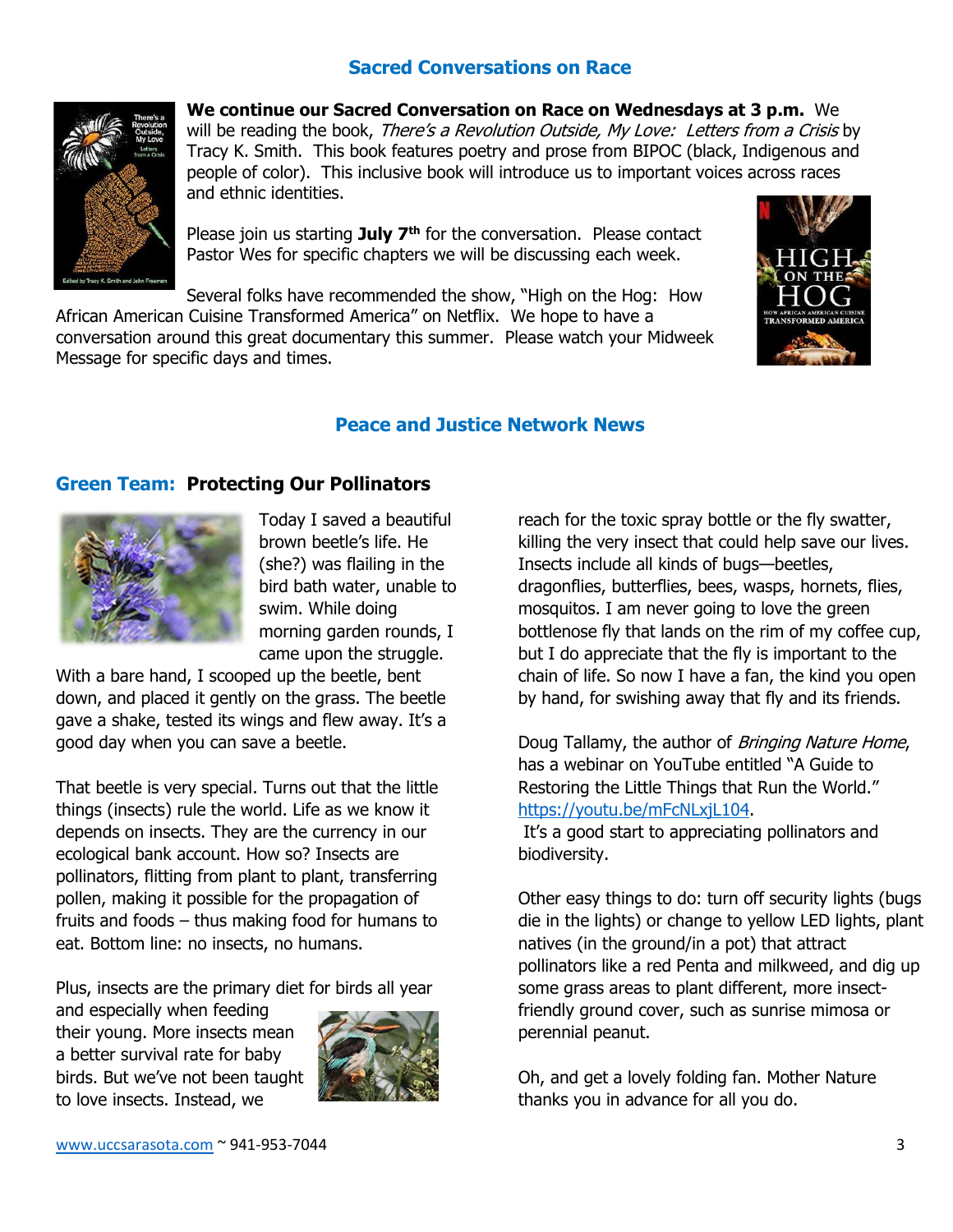## Sacred Conversations on Race

**We continue our Sacred Conversation on Race on Wednesdays at 3 p.m.** We will be reading the book, *There's a Revolution Outside, My Love: Letters from a Crisis* by Tracy K. Smith. This book features poetry and prose from BIPOC (black, Indigenous and people of color). This inclusive book will introduce us to important voices across races and ethnic identities.

Please join us starting **July 7th** for the conversation. Please contact Pastor Wes for specific chapters we will be discussing each week.

Several folks have recommended the show, "High on the Hog: How African American Cuisine Transformed America" on Netflix. We hope to have a conversation around this great documentary this summer. Please watch your Midweek Message for specific days and times.

## Peace and Justice Network News

### Green Team: **Protecting Our Pollinators**

Today I saved a beautiful brown beetle's life. He (she?) was flailing in the bird bath water, unable to swim. While doing morning garden rounds, I came upon the struggle. With a bare hand, I scooped up the beetle, bent down, and placed it gently on the grass. The beetle gave a shake, tested its wings and flew away. It's a good day when you can save a beetle.

That beetle is very special. Turns out that the little things (insects) rule the world. Life as we know it depends on insects. They are the currency in our ecological bank account. How so? Insects are pollinators, flitting from plant to plant, transferring pollen, making it possible for the propagation of fruits and foods – thus making food for humans to eat. Bottom line: no insects, no humans.

Plus, insects are the primary diet for birds all year and especially when feeding their young. More insects mean a better survival rate for baby birds. But we've not been taught to love insects. Instead, we reach for the toxic spray bottle or the fly swatter, killing the very insect that could help save our lives. Insects include all kinds of bugs—beetles, dragonflies, butterflies, bees, wasps, hornets, flies, mosquitos. I am never going to love the green bottlenose fly that lands on the rim of my coffee cup, but I do appreciate that the fly is important to the chain of life. So now I have a fan, the kind you open by hand, for swishing away that fly and its friends.

Doug Tallamy, the author of *Bringing Nature Home*, has a webinar on YouTube entitled "A Guide to Restoring the Little Things that Run the World." https://youtu.be/mFcNLxjL104. It's a good start to appreciating pollinators and biodiversity.

Other easy things to do: turn off security lights (bugs die in the lights) or change to yellow LED lights, plant natives (in the ground/in a pot) that attract pollinators like a red Penta and milkweed, and dig up some grass areas to plant different, more insect-friendly ground cover, such as sunrise mimosa or perennial peanut.

Oh, and get a lovely folding fan. Mother Nature thanks you in advance for all you do.

www.uccsarasota.com ~ 941-953-7044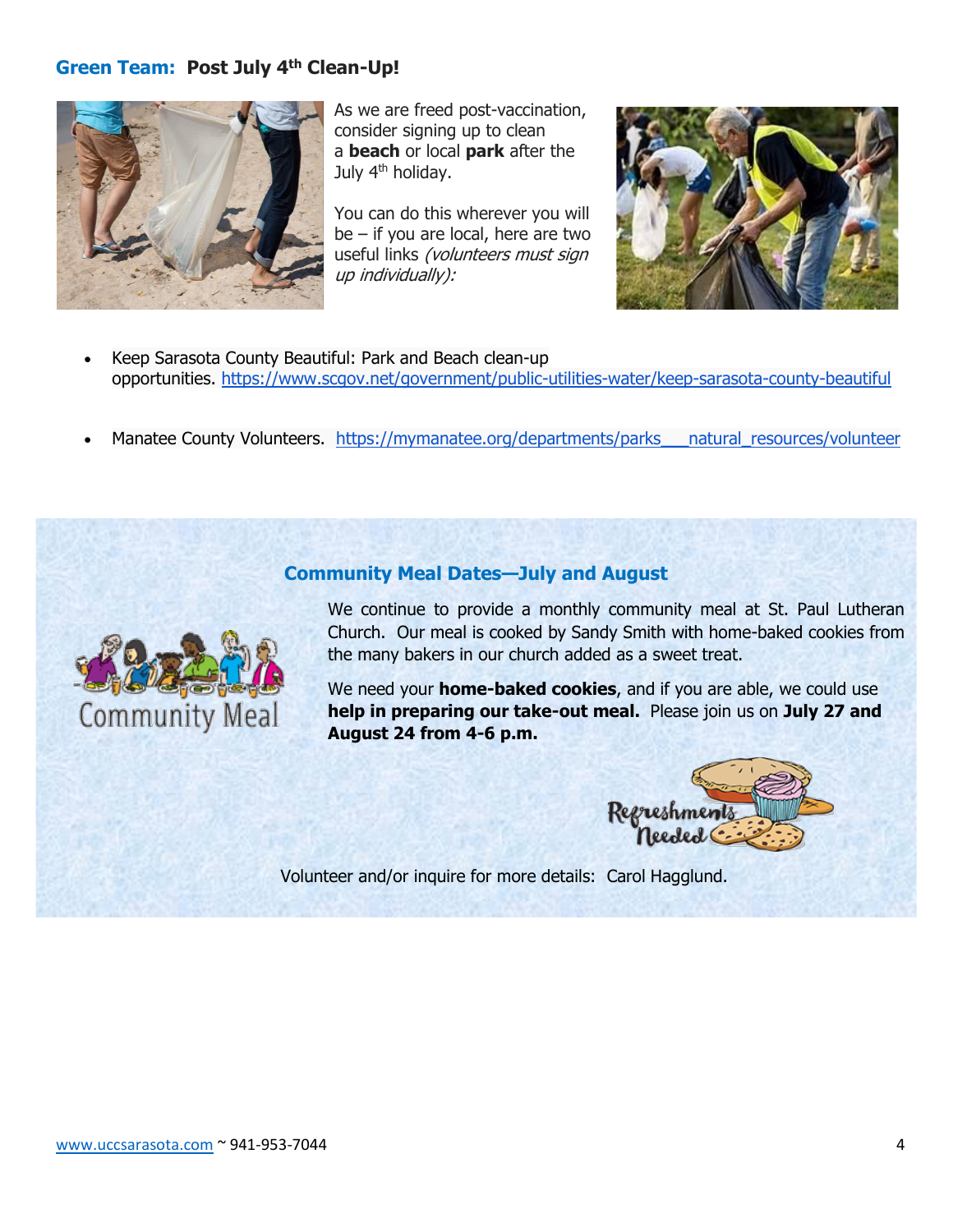## **Green Team: Post July 4th Clean-Up!**

As we are freed post-vaccination, consider signing up to clean a **beach** or local **park** after the July 4th holiday.

You can do this wherever you will be – if you are local, here are two useful links *(volunteers must sign up individually)*:

- Keep Sarasota County Beautiful: Park and Beach clean-up opportunities. https://www.scgov.net/government/public-utilities-water/keep-sarasota-county-beautiful
- Manatee County Volunteers. https://mymanatee.org/departments/parks___natural_resources/volunteer

## Community Meal Dates—July and August

We continue to provide a monthly community meal at St. Paul Lutheran Church. Our meal is cooked by Sandy Smith with home-baked cookies from the many bakers in our church added as a sweet treat.

We need your **home-baked cookies**, and if you are able, we could use **help in preparing our take-out meal.** Please join us on **July 27 and August 24 from 4-6 p.m.**

Volunteer and/or inquire for more details: Carol Hagglund.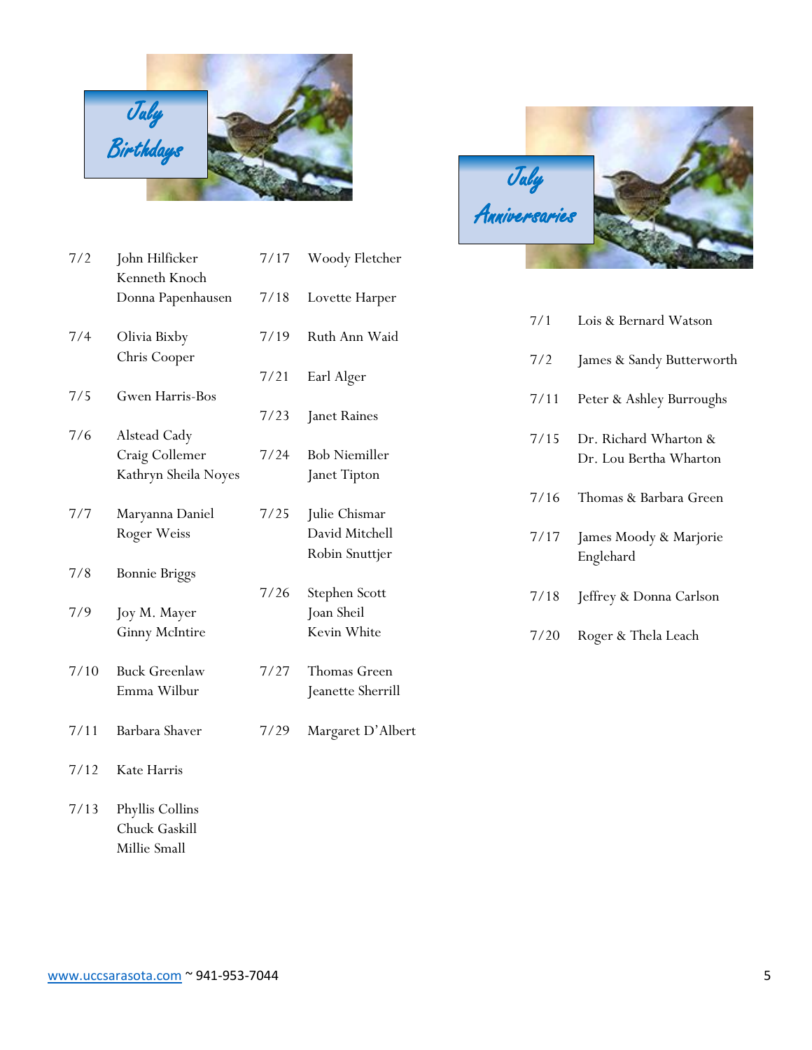## July Birthdays

7/2 John Hilficker
Kenneth Knoch
Donna Papenhausen

7/4 Olivia Bixby
Chris Cooper

7/5 Gwen Harris-Bos

7/6 Alstead Cady
Craig Collemer
Kathryn Sheila Noyes

7/7 Maryanna Daniel
Roger Weiss

7/8 Bonnie Briggs

7/9 Joy M. Mayer
Ginny McIntire

7/10 Buck Greenlaw
Emma Wilbur

7/11 Barbara Shaver

7/12 Kate Harris

7/13 Phyllis Collins
Chuck Gaskill
Millie Small

7/17 Woody Fletcher

7/18 Lovette Harper

7/19 Ruth Ann Waid

7/21 Earl Alger

7/23 Janet Raines

7/24 Bob Niemiller
Janet Tipton

7/25 Julie Chismar
David Mitchell
Robin Snuttjer

7/26 Stephen Scott
Joan Sheil
Kevin White

7/27 Thomas Green
Jeanette Sherrill

7/29 Margaret D'Albert

## July Anniversaries

7/1 Lois & Bernard Watson

7/2 James & Sandy Butterworth

7/11 Peter & Ashley Burroughs

7/15 Dr. Richard Wharton &
Dr. Lou Bertha Wharton

7/16 Thomas & Barbara Green

7/17 James Moody & Marjorie Englehard

7/18 Jeffrey & Donna Carlson

7/20 Roger & Thela Leach

www.uccsarasota.com ~ 941-953-7044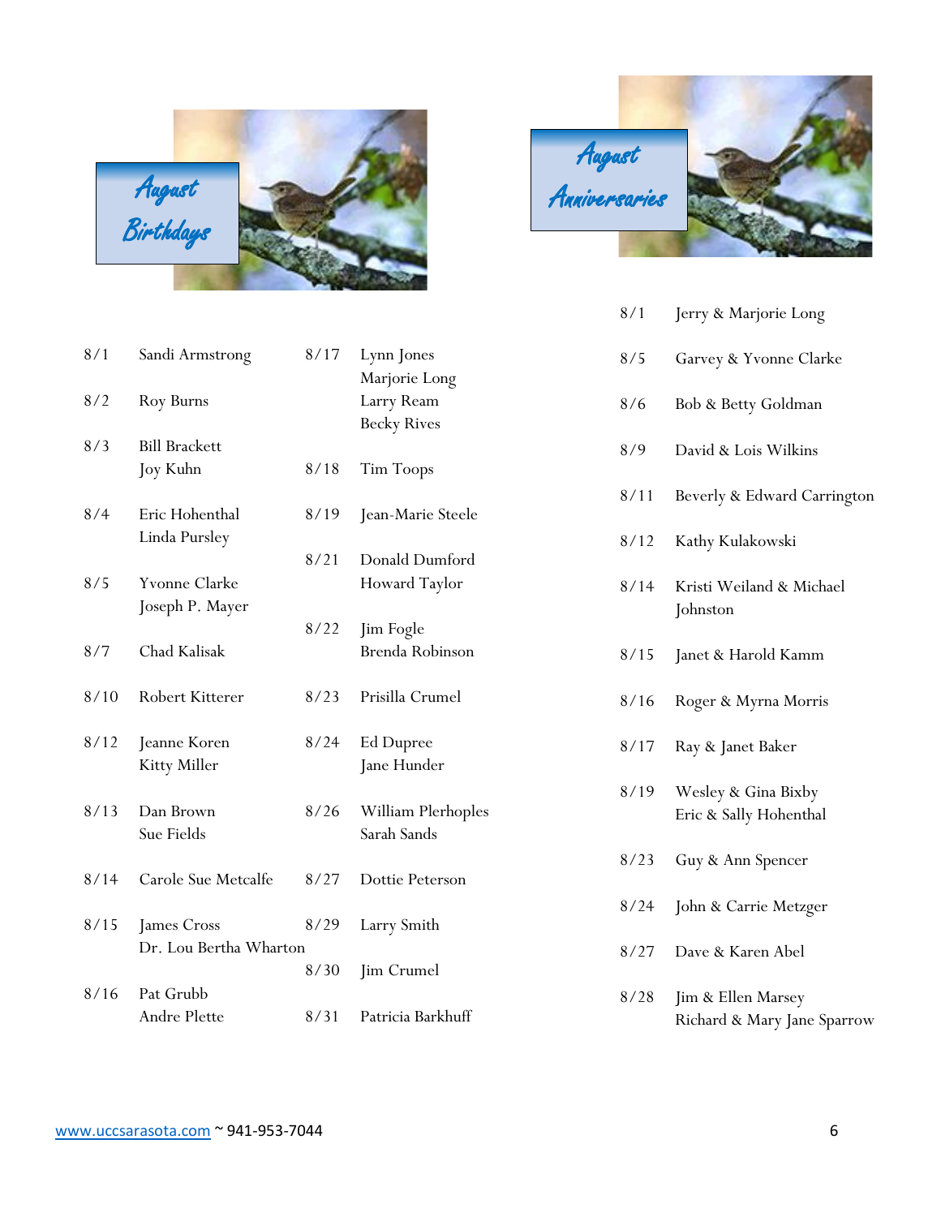## August Birthdays

| Date | Name |
|---|---|
| 8/1 | Sandi Armstrong |
| 8/2 | Roy Burns |
| 8/3 | Bill Brackett<br>Joy Kuhn |
| 8/4 | Eric Hohenthal<br>Linda Pursley |
| 8/5 | Yvonne Clarke<br>Joseph P. Mayer |
| 8/7 | Chad Kalisak |
| 8/10 | Robert Kitterer |
| 8/12 | Jeanne Koren<br>Kitty Miller |
| 8/13 | Dan Brown<br>Sue Fields |
| 8/14 | Carole Sue Metcalfe |
| 8/15 | James Cross<br>Dr. Lou Bertha Wharton |
| 8/16 | Pat Grubb<br>Andre Plette |
| 8/17 | Lynn Jones<br>Marjorie Long<br>Larry Ream<br>Becky Rives |
| 8/18 | Tim Toops |
| 8/19 | Jean-Marie Steele |
| 8/21 | Donald Dumford<br>Howard Taylor |
| 8/22 | Jim Fogle<br>Brenda Robinson |
| 8/23 | Prisilla Crumel |
| 8/24 | Ed Dupree<br>Jane Hunder |
| 8/26 | William Plerhoples<br>Sarah Sands |
| 8/27 | Dottie Peterson |
| 8/29 | Larry Smith |
| 8/30 | Jim Crumel |
| 8/31 | Patricia Barkhuff |

## August Anniversaries

| Date | Names |
|---|---|
| 8/1 | Jerry & Marjorie Long |
| 8/5 | Garvey & Yvonne Clarke |
| 8/6 | Bob & Betty Goldman |
| 8/9 | David & Lois Wilkins |
| 8/11 | Beverly & Edward Carrington |
| 8/12 | Kathy Kulakowski |
| 8/14 | Kristi Weiland & Michael Johnston |
| 8/15 | Janet & Harold Kamm |
| 8/16 | Roger & Myrna Morris |
| 8/17 | Ray & Janet Baker |
| 8/19 | Wesley & Gina Bixby<br>Eric & Sally Hohenthal |
| 8/23 | Guy & Ann Spencer |
| 8/24 | John & Carrie Metzger |
| 8/27 | Dave & Karen Abel |
| 8/28 | Jim & Ellen Marsey<br>Richard & Mary Jane Sparrow |

www.uccsarasota.com ~ 941-953-7044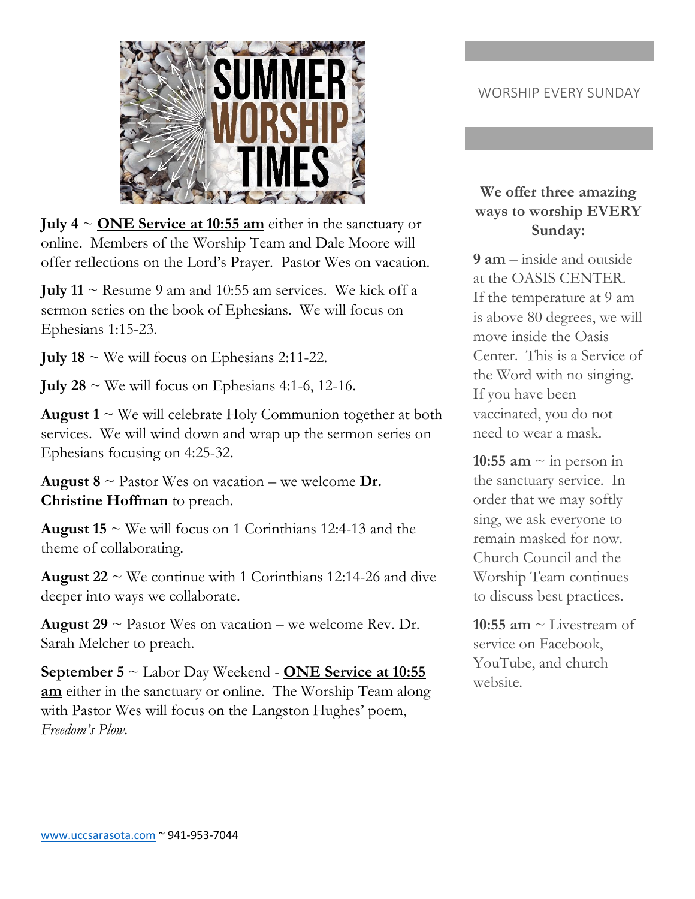# SUMMER WORSHIP TIMES

**July 4** ~ **ONE Service at 10:55 am** either in the sanctuary or online. Members of the Worship Team and Dale Moore will offer reflections on the Lord's Prayer. Pastor Wes on vacation.

**July 11** ~ Resume 9 am and 10:55 am services. We kick off a sermon series on the book of Ephesians. We will focus on Ephesians 1:15-23.

**July 18** ~ We will focus on Ephesians 2:11-22.

**July 28** ~ We will focus on Ephesians 4:1-6, 12-16.

**August 1** ~ We will celebrate Holy Communion together at both services. We will wind down and wrap up the sermon series on Ephesians focusing on 4:25-32.

**August 8** ~ Pastor Wes on vacation – we welcome **Dr. Christine Hoffman** to preach.

**August 15** ~ We will focus on 1 Corinthians 12:4-13 and the theme of collaborating.

**August 22** ~ We continue with 1 Corinthians 12:14-26 and dive deeper into ways we collaborate.

**August 29** ~ Pastor Wes on vacation – we welcome Rev. Dr. Sarah Melcher to preach.

**September 5** ~ Labor Day Weekend - **ONE Service at 10:55 am** either in the sanctuary or online. The Worship Team along with Pastor Wes will focus on the Langston Hughes' poem, *Freedom's Plow.*

## WORSHIP EVERY SUNDAY

**We offer three amazing ways to worship EVERY Sunday:**

**9 am** – inside and outside at the OASIS CENTER. If the temperature at 9 am is above 80 degrees, we will move inside the Oasis Center. This is a Service of the Word with no singing. If you have been vaccinated, you do not need to wear a mask.

**10:55 am** ~ in person in the sanctuary service. In order that we may softly sing, we ask everyone to remain masked for now. Church Council and the Worship Team continues to discuss best practices.

**10:55 am** ~ Livestream of service on Facebook, YouTube, and church website.

www.uccsarasota.com ~ 941-953-7044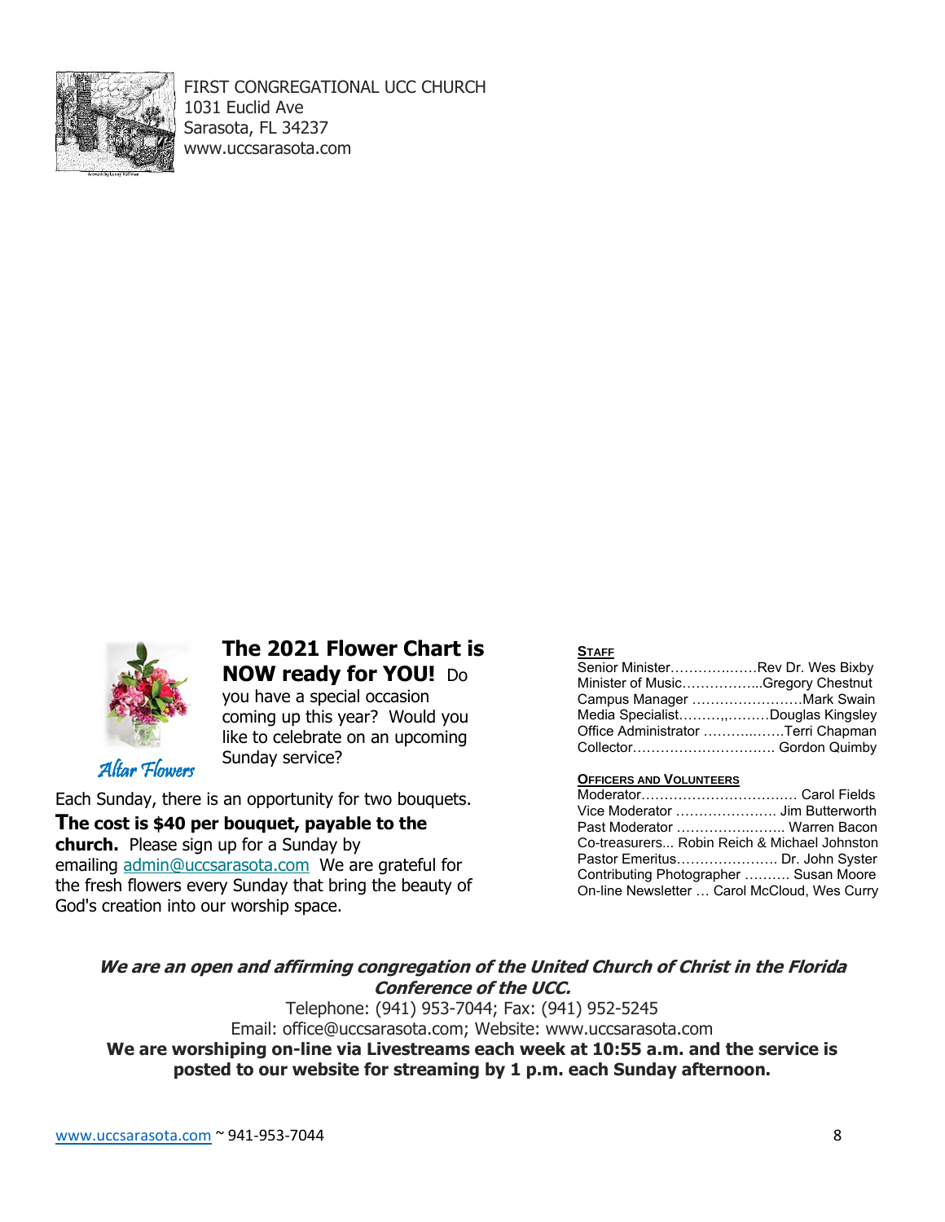FIRST CONGREGATIONAL UCC CHURCH
1031 Euclid Ave
Sarasota, FL 34237
www.uccsarasota.com

## The 2021 Flower Chart is NOW ready for YOU!

Do you have a special occasion coming up this year? Would you like to celebrate on an upcoming Sunday service?

*Altar Flowers*

Each Sunday, there is an opportunity for two bouquets. **The cost is $40 per bouquet, payable to the church.** Please sign up for a Sunday by emailing admin@uccsarasota.com We are grateful for the fresh flowers every Sunday that bring the beauty of God's creation into our worship space.

**STAFF**

Senior Minister………………Rev Dr. Wes Bixby
Minister of Music……………..Gregory Chestnut
Campus Manager ……………………Mark Swain
Media Specialist………,………Douglas Kingsley
Office Administrator ……….……Terri Chapman
Collector………………………… Gordon Quimby

**OFFICERS AND VOLUNTEERS**

Moderator…………………………… Carol Fields
Vice Moderator …………………. Jim Butterworth
Past Moderator ……………..…….. Warren Bacon
Co-treasurers... Robin Reich & Michael Johnston
Pastor Emeritus…………………. Dr. John Syster
Contributing Photographer ………. Susan Moore
On-line Newsletter … Carol McCloud, Wes Curry

***We are an open and affirming congregation of the United Church of Christ in the Florida Conference of the UCC.***

Telephone: (941) 953-7044; Fax: (941) 952-5245
Email: office@uccsarasota.com; Website: www.uccsarasota.com

**We are worshiping on-line via Livestreams each week at 10:55 a.m. and the service is posted to our website for streaming by 1 p.m. each Sunday afternoon.**